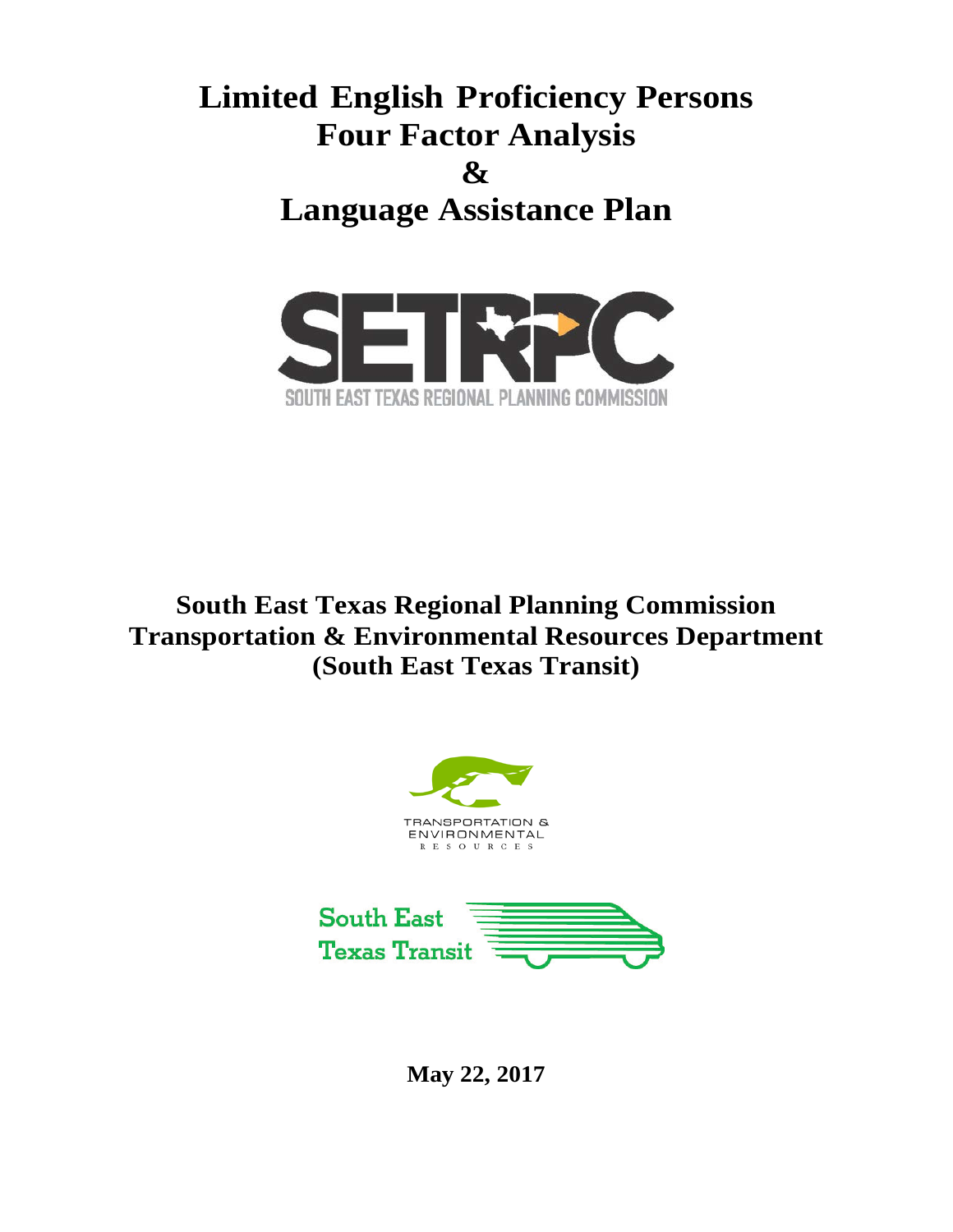# Limited English Proficiency Persons Four Factor Analysis & Language Assistance Plan

SETRPC

SOUTH EAST TEXAS REGIONAL PLANNING COMMISSION

## South East Texas Regional Planning Commission Transportation & Environmental Resources Department (South East Texas Transit)

TRANSPORTATION & ENVIRONMENTAL RESOURCES

South East Texas Transit

**May 22, 2017**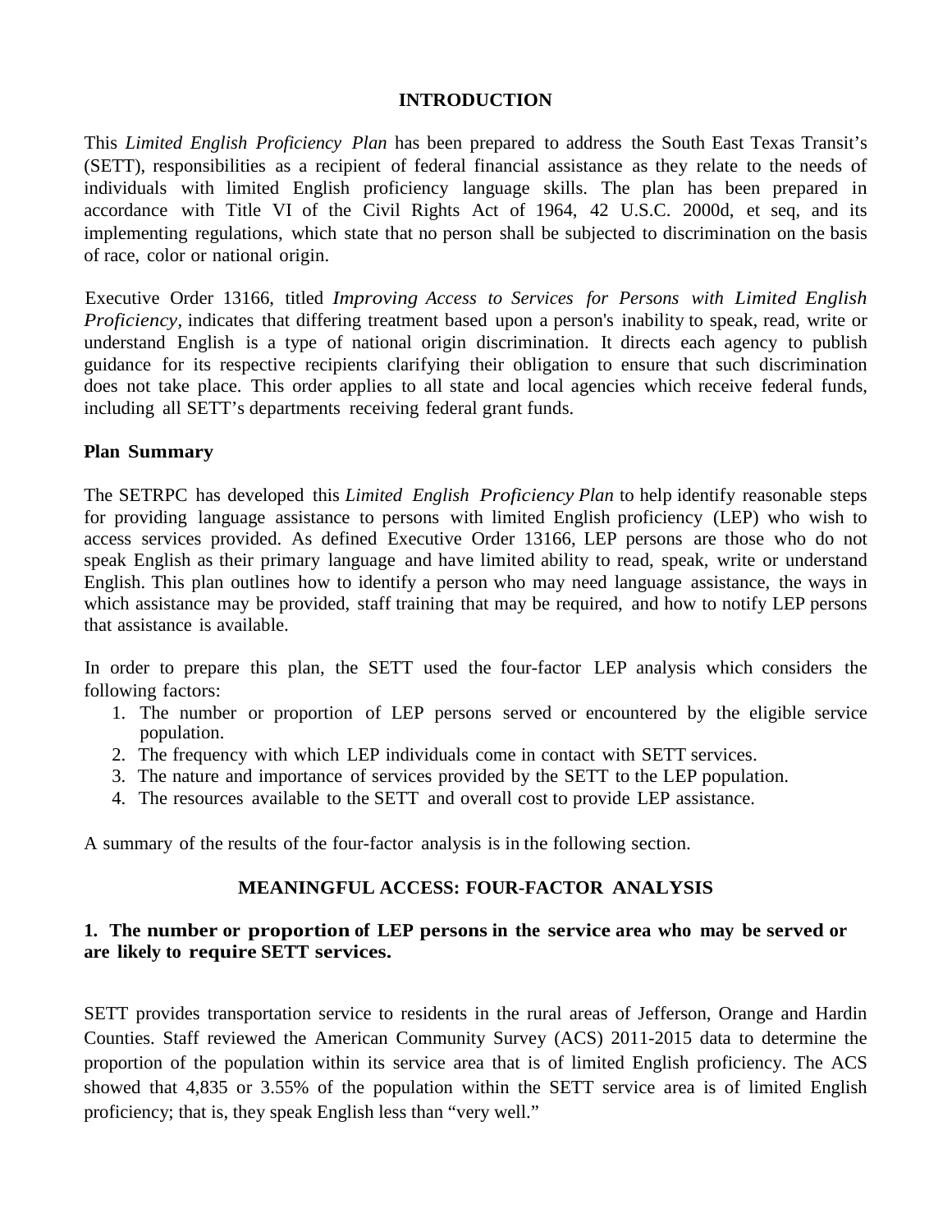## INTRODUCTION

This *Limited English Proficiency Plan* has been prepared to address the South East Texas Transit's (SETT), responsibilities as a recipient of federal financial assistance as they relate to the needs of individuals with limited English proficiency language skills. The plan has been prepared in accordance with Title VI of the Civil Rights Act of 1964, 42 U.S.C. 2000d, et seq, and its implementing regulations, which state that no person shall be subjected to discrimination on the basis of race, color or national origin.

Executive Order 13166, titled *Improving Access to Services for Persons with Limited English Proficiency,* indicates that differing treatment based upon a person's inability to speak, read, write or understand English is a type of national origin discrimination. It directs each agency to publish guidance for its respective recipients clarifying their obligation to ensure that such discrimination does not take place. This order applies to all state and local agencies which receive federal funds, including all SETT's departments receiving federal grant funds.

### Plan Summary

The SETRPC has developed this *Limited English Proficiency Plan* to help identify reasonable steps for providing language assistance to persons with limited English proficiency (LEP) who wish to access services provided. As defined Executive Order 13166, LEP persons are those who do not speak English as their primary language and have limited ability to read, speak, write or understand English. This plan outlines how to identify a person who may need language assistance, the ways in which assistance may be provided, staff training that may be required, and how to notify LEP persons that assistance is available.

In order to prepare this plan, the SETT used the four-factor LEP analysis which considers the following factors:

1. The number or proportion of LEP persons served or encountered by the eligible service population.
2. The frequency with which LEP individuals come in contact with SETT services.
3. The nature and importance of services provided by the SETT to the LEP population.
4. The resources available to the SETT and overall cost to provide LEP assistance.

A summary of the results of the four-factor analysis is in the following section.

## MEANINGFUL ACCESS: FOUR-FACTOR ANALYSIS

### 1. The number or proportion of LEP persons in the service area who may be served or are likely to require SETT services.

SETT provides transportation service to residents in the rural areas of Jefferson, Orange and Hardin Counties. Staff reviewed the American Community Survey (ACS) 2011-2015 data to determine the proportion of the population within its service area that is of limited English proficiency. The ACS showed that 4,835 or 3.55% of the population within the SETT service area is of limited English proficiency; that is, they speak English less than "very well."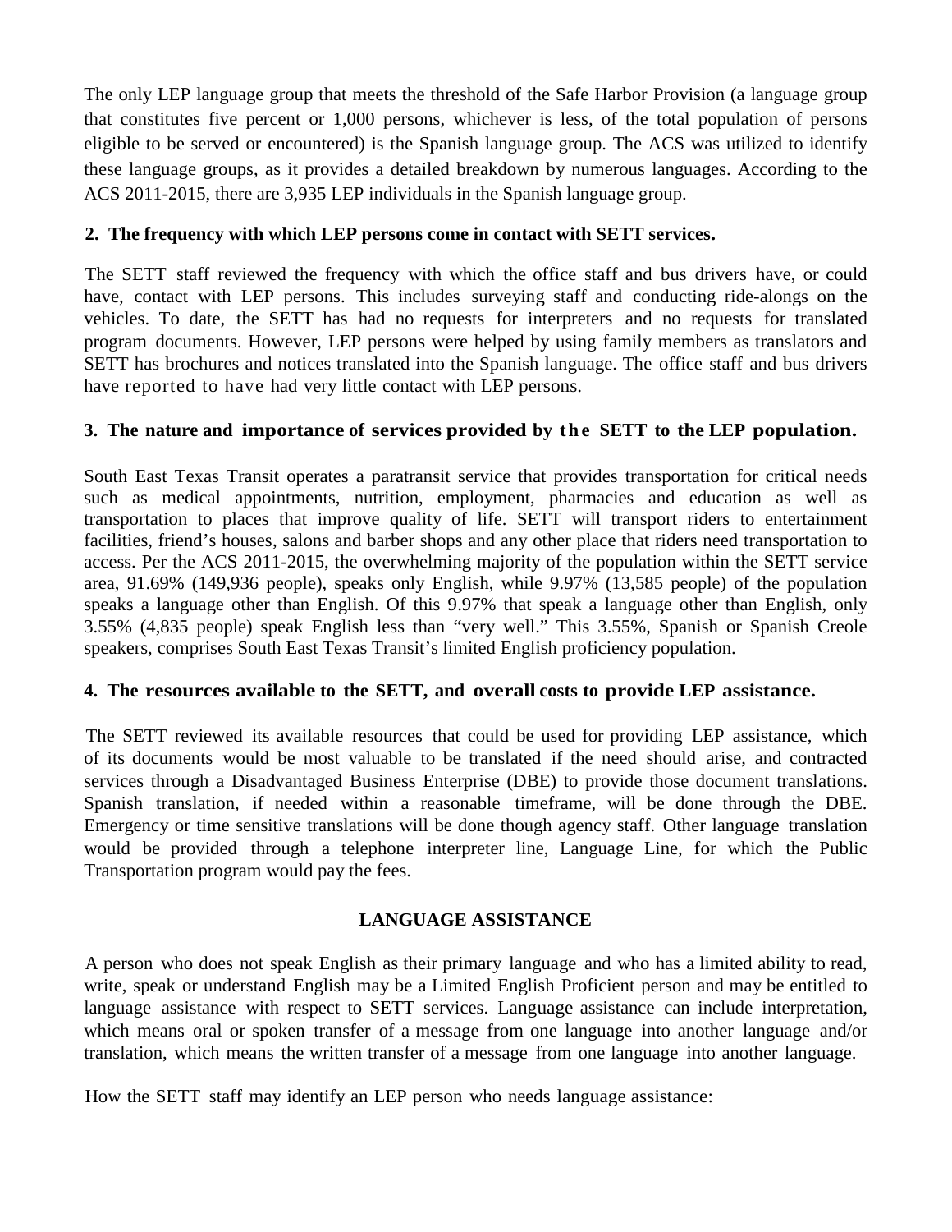The only LEP language group that meets the threshold of the Safe Harbor Provision (a language group that constitutes five percent or 1,000 persons, whichever is less, of the total population of persons eligible to be served or encountered) is the Spanish language group. The ACS was utilized to identify these language groups, as it provides a detailed breakdown by numerous languages. According to the ACS 2011-2015, there are 3,935 LEP individuals in the Spanish language group.

**2. The frequency with which LEP persons come in contact with SETT services.**

The SETT staff reviewed the frequency with which the office staff and bus drivers have, or could have, contact with LEP persons. This includes surveying staff and conducting ride-alongs on the vehicles. To date, the SETT has had no requests for interpreters and no requests for translated program documents. However, LEP persons were helped by using family members as translators and SETT has brochures and notices translated into the Spanish language. The office staff and bus drivers have reported to have had very little contact with LEP persons.

**3. The nature and importance of services provided by the SETT to the LEP population.**

South East Texas Transit operates a paratransit service that provides transportation for critical needs such as medical appointments, nutrition, employment, pharmacies and education as well as transportation to places that improve quality of life. SETT will transport riders to entertainment facilities, friend's houses, salons and barber shops and any other place that riders need transportation to access. Per the ACS 2011-2015, the overwhelming majority of the population within the SETT service area, 91.69% (149,936 people), speaks only English, while 9.97% (13,585 people) of the population speaks a language other than English. Of this 9.97% that speak a language other than English, only 3.55% (4,835 people) speak English less than "very well." This 3.55%, Spanish or Spanish Creole speakers, comprises South East Texas Transit's limited English proficiency population.

**4. The resources available to the SETT, and overall costs to provide LEP assistance.**

The SETT reviewed its available resources that could be used for providing LEP assistance, which of its documents would be most valuable to be translated if the need should arise, and contracted services through a Disadvantaged Business Enterprise (DBE) to provide those document translations. Spanish translation, if needed within a reasonable timeframe, will be done through the DBE. Emergency or time sensitive translations will be done though agency staff. Other language translation would be provided through a telephone interpreter line, Language Line, for which the Public Transportation program would pay the fees.

## LANGUAGE ASSISTANCE

A person who does not speak English as their primary language and who has a limited ability to read, write, speak or understand English may be a Limited English Proficient person and may be entitled to language assistance with respect to SETT services. Language assistance can include interpretation, which means oral or spoken transfer of a message from one language into another language and/or translation, which means the written transfer of a message from one language into another language.

How the SETT staff may identify an LEP person who needs language assistance: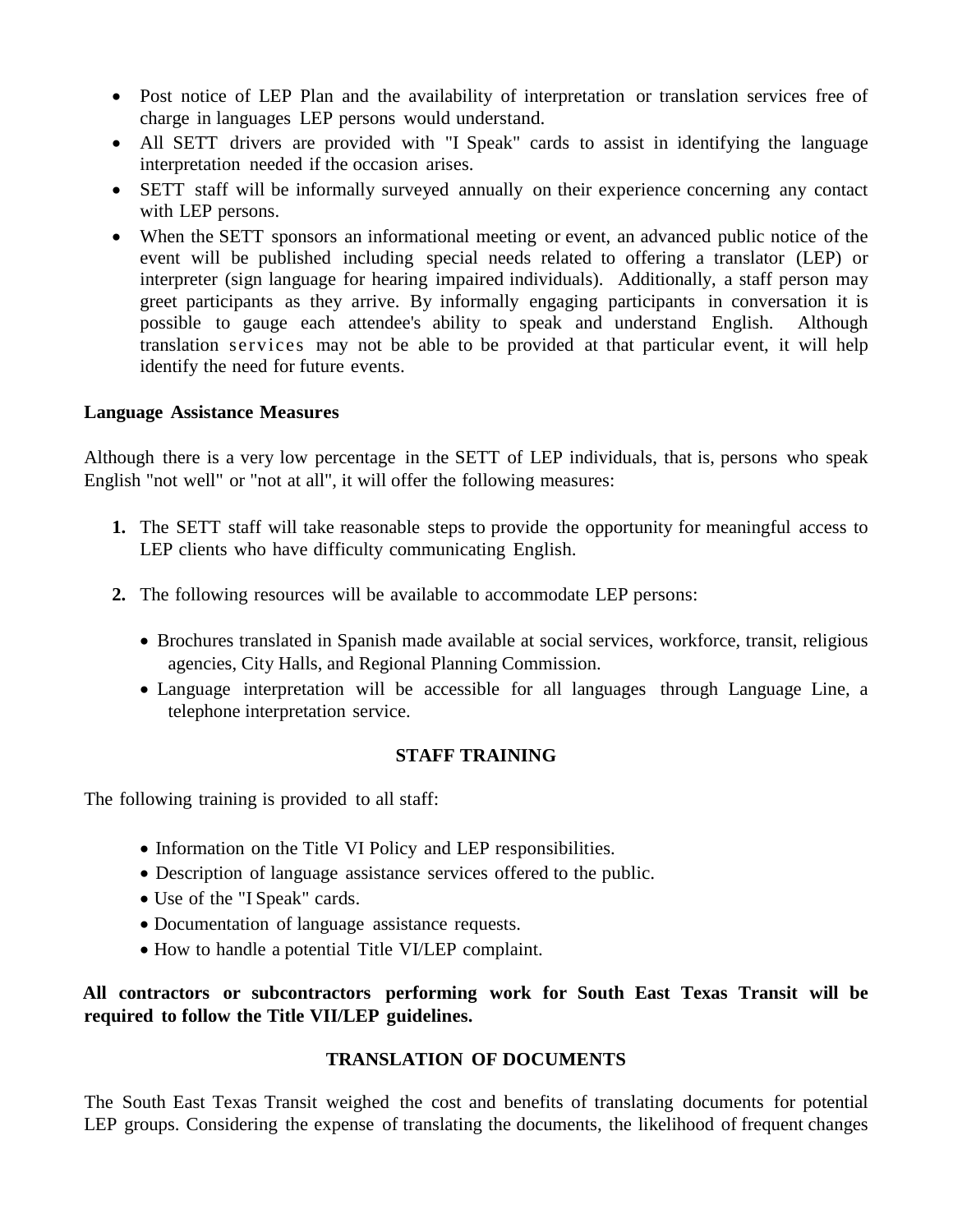- Post notice of LEP Plan and the availability of interpretation or translation services free of charge in languages LEP persons would understand.
- All SETT drivers are provided with "I Speak" cards to assist in identifying the language interpretation needed if the occasion arises.
- SETT staff will be informally surveyed annually on their experience concerning any contact with LEP persons.
- When the SETT sponsors an informational meeting or event, an advanced public notice of the event will be published including special needs related to offering a translator (LEP) or interpreter (sign language for hearing impaired individuals). Additionally, a staff person may greet participants as they arrive. By informally engaging participants in conversation it is possible to gauge each attendee's ability to speak and understand English. Although translation services may not be able to be provided at that particular event, it will help identify the need for future events.

**Language Assistance Measures**

Although there is a very low percentage in the SETT of LEP individuals, that is, persons who speak English "not well" or "not at all", it will offer the following measures:

1. The SETT staff will take reasonable steps to provide the opportunity for meaningful access to LEP clients who have difficulty communicating English.

2. The following resources will be available to accommodate LEP persons:

   - Brochures translated in Spanish made available at social services, workforce, transit, religious agencies, City Halls, and Regional Planning Commission.
   - Language interpretation will be accessible for all languages through Language Line, a telephone interpretation service.

## STAFF TRAINING

The following training is provided to all staff:

- Information on the Title VI Policy and LEP responsibilities.
- Description of language assistance services offered to the public.
- Use of the "I Speak" cards.
- Documentation of language assistance requests.
- How to handle a potential Title VI/LEP complaint.

**All contractors or subcontractors performing work for South East Texas Transit will be required to follow the Title VII/LEP guidelines.**

## TRANSLATION OF DOCUMENTS

The South East Texas Transit weighed the cost and benefits of translating documents for potential LEP groups. Considering the expense of translating the documents, the likelihood of frequent changes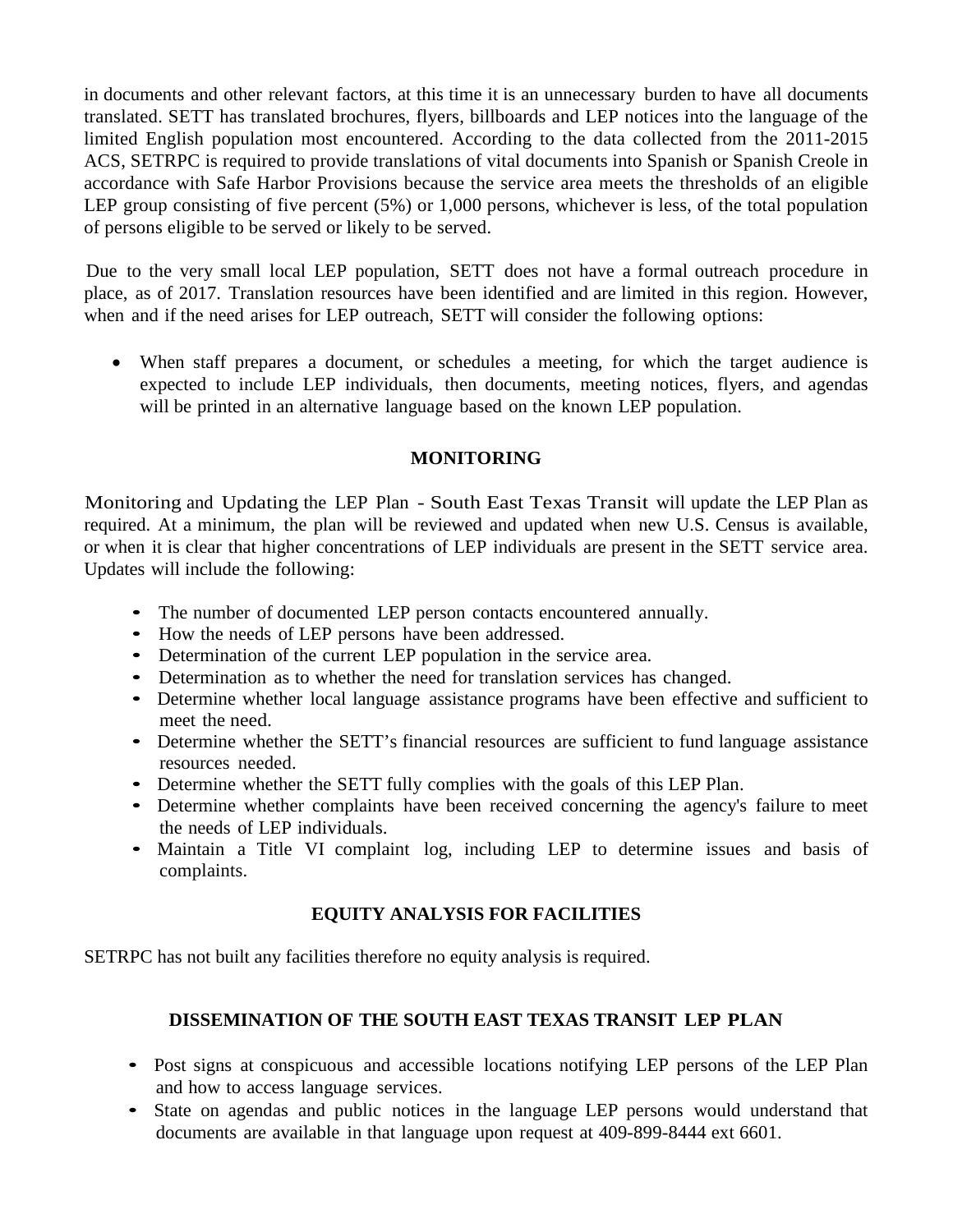in documents and other relevant factors, at this time it is an unnecessary burden to have all documents translated. SETT has translated brochures, flyers, billboards and LEP notices into the language of the limited English population most encountered. According to the data collected from the 2011-2015 ACS, SETRPC is required to provide translations of vital documents into Spanish or Spanish Creole in accordance with Safe Harbor Provisions because the service area meets the thresholds of an eligible LEP group consisting of five percent (5%) or 1,000 persons, whichever is less, of the total population of persons eligible to be served or likely to be served.

Due to the very small local LEP population, SETT does not have a formal outreach procedure in place, as of 2017. Translation resources have been identified and are limited in this region. However, when and if the need arises for LEP outreach, SETT will consider the following options:

- When staff prepares a document, or schedules a meeting, for which the target audience is expected to include LEP individuals, then documents, meeting notices, flyers, and agendas will be printed in an alternative language based on the known LEP population.

## MONITORING

Monitoring and Updating the LEP Plan - South East Texas Transit will update the LEP Plan as required. At a minimum, the plan will be reviewed and updated when new U.S. Census is available, or when it is clear that higher concentrations of LEP individuals are present in the SETT service area. Updates will include the following:

- The number of documented LEP person contacts encountered annually.
- How the needs of LEP persons have been addressed.
- Determination of the current LEP population in the service area.
- Determination as to whether the need for translation services has changed.
- Determine whether local language assistance programs have been effective and sufficient to meet the need.
- Determine whether the SETT's financial resources are sufficient to fund language assistance resources needed.
- Determine whether the SETT fully complies with the goals of this LEP Plan.
- Determine whether complaints have been received concerning the agency's failure to meet the needs of LEP individuals.
- Maintain a Title VI complaint log, including LEP to determine issues and basis of complaints.

## EQUITY ANALYSIS FOR FACILITIES

SETRPC has not built any facilities therefore no equity analysis is required.

## DISSEMINATION OF THE SOUTH EAST TEXAS TRANSIT LEP PLAN

- Post signs at conspicuous and accessible locations notifying LEP persons of the LEP Plan and how to access language services.
- State on agendas and public notices in the language LEP persons would understand that documents are available in that language upon request at 409-899-8444 ext 6601.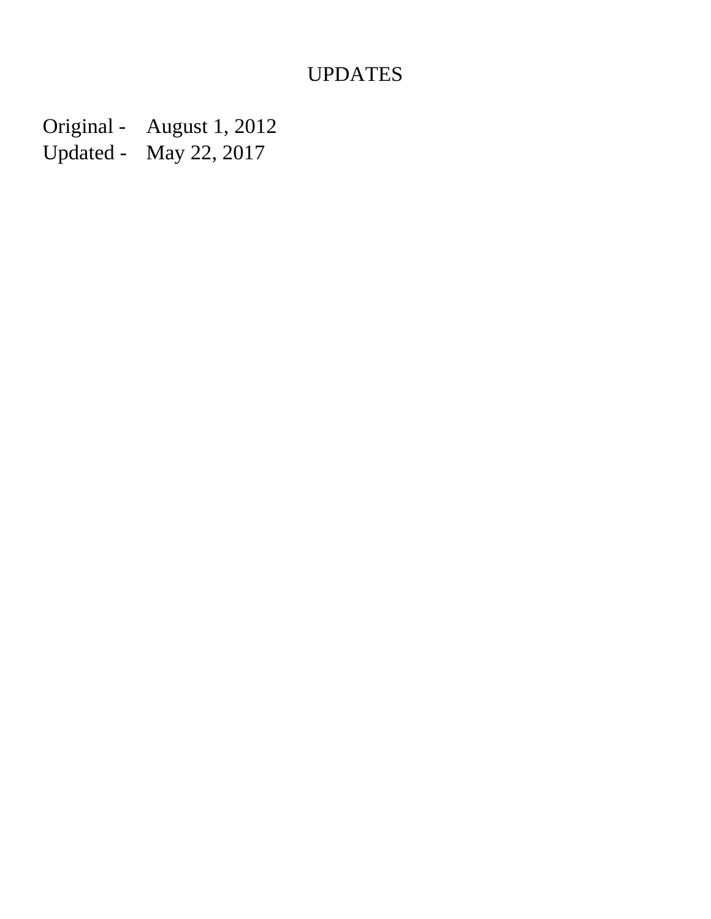# UPDATES

Original - August 1, 2012
Updated - May 22, 2017